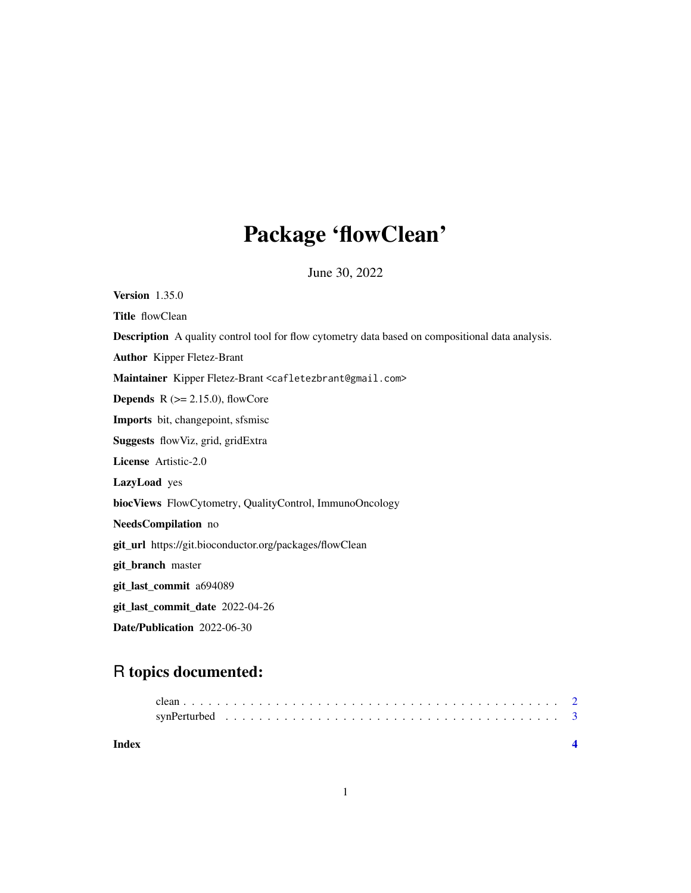# Package 'flowClean'

June 30, 2022

**Version** 1.35.0

**Title** flowClean

**Description** A quality control tool for flow cytometry data based on compositional data analysis.

**Author** Kipper Fletez-Brant

**Maintainer** Kipper Fletez-Brant <cafletezbrant@gmail.com>

**Depends** R (>= 2.15.0), flowCore

**Imports** bit, changepoint, sfsmisc

**Suggests** flowViz, grid, gridExtra

**License** Artistic-2.0

**LazyLoad** yes

**biocViews** FlowCytometry, QualityControl, ImmunoOncology

**NeedsCompilation** no

**git_url** https://git.bioconductor.org/packages/flowClean

**git_branch** master

**git_last_commit** a694089

**git_last_commit_date** 2022-04-26

**Date/Publication** 2022-06-30

## R topics documented:

- clean . . . . . . . . . . . . . . . . . . . . . . . . . . . . . . . . . . . . . . . . . . . 2
- synPerturbed . . . . . . . . . . . . . . . . . . . . . . . . . . . . . . . . . . . . . . . 3

**Index** **4**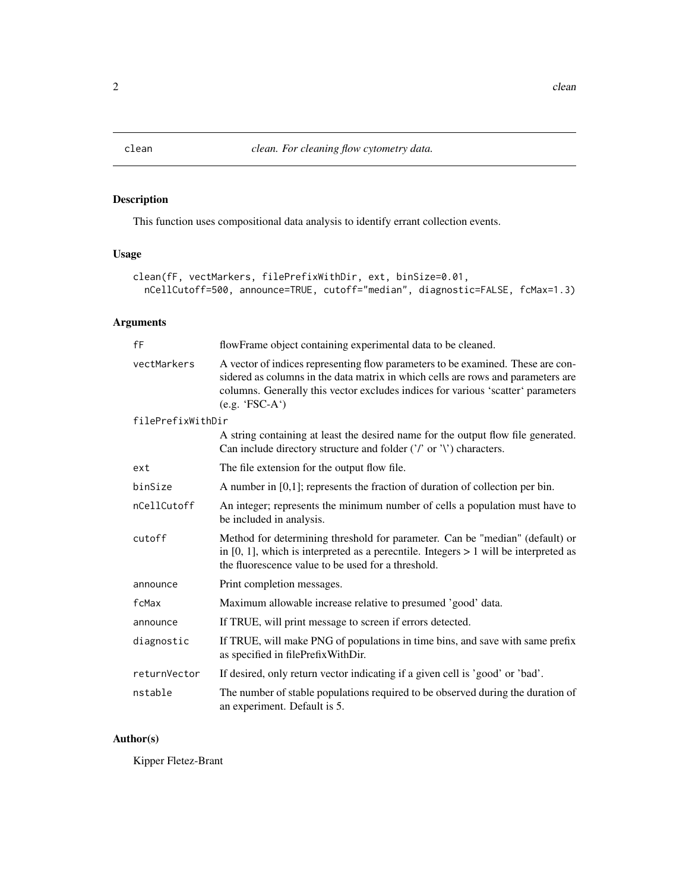clean — *clean. For cleaning flow cytometry data.*

## Description

This function uses compositional data analysis to identify errant collection events.

## Usage

```
clean(fF, vectMarkers, filePrefixWithDir, ext, binSize=0.01,
  nCellCutoff=500, announce=TRUE, cutoff="median", diagnostic=FALSE, fcMax=1.3)
```

## Arguments

| | |
|---|---|
| `fF` | flowFrame object containing experimental data to be cleaned. |
| `vectMarkers` | A vector of indices representing flow parameters to be examined. These are considered as columns in the data matrix in which cells are rows and parameters are columns. Generally this vector excludes indices for various 'scatter' parameters (e.g. 'FSC-A') |
| `filePrefixWithDir` | A string containing at least the desired name for the output flow file generated. Can include directory structure and folder ('/' or '\') characters. |
| `ext` | The file extension for the output flow file. |
| `binSize` | A number in [0,1]; represents the fraction of duration of collection per bin. |
| `nCellCutoff` | An integer; represents the minimum number of cells a population must have to be included in analysis. |
| `cutoff` | Method for determining threshold for parameter. Can be "median" (default) or in [0, 1], which is interpreted as a perecntile. Integers > 1 will be interpreted as the fluorescence value to be used for a threshold. |
| `announce` | Print completion messages. |
| `fcMax` | Maximum allowable increase relative to presumed 'good' data. |
| `announce` | If TRUE, will print message to screen if errors detected. |
| `diagnostic` | If TRUE, will make PNG of populations in time bins, and save with same prefix as specified in filePrefixWithDir. |
| `returnVector` | If desired, only return vector indicating if a given cell is 'good' or 'bad'. |
| `nstable` | The number of stable populations required to be observed during the duration of an experiment. Default is 5. |

## Author(s)

Kipper Fletez-Brant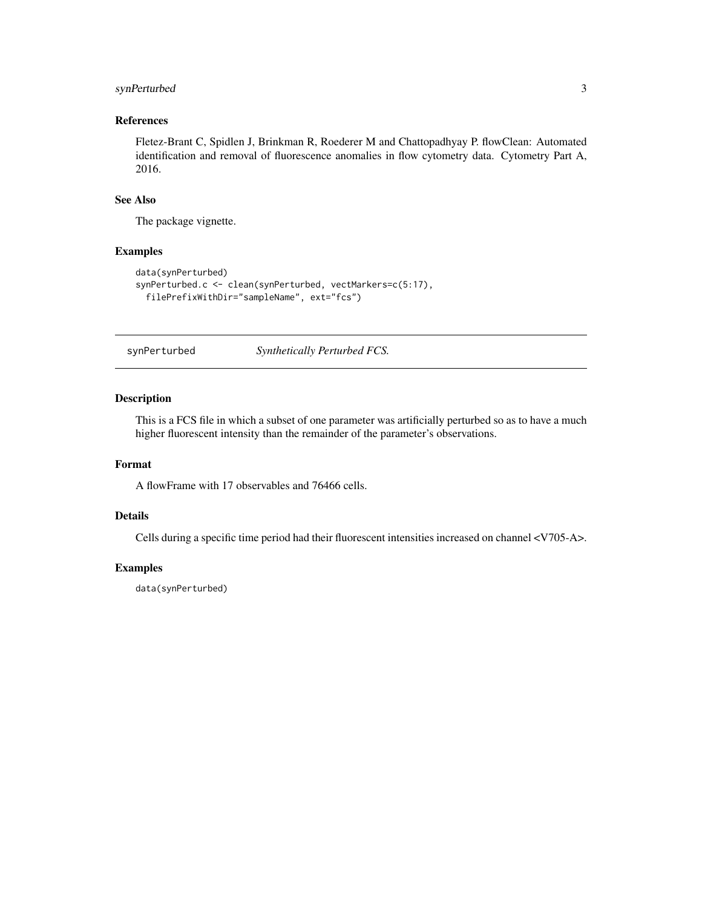### References

Fletez-Brant C, Spidlen J, Brinkman R, Roederer M and Chattopadhyay P. flowClean: Automated identification and removal of fluorescence anomalies in flow cytometry data. Cytometry Part A, 2016.

### See Also

The package vignette.

### Examples

```
data(synPerturbed)
synPerturbed.c <- clean(synPerturbed, vectMarkers=c(5:17),
  filePrefixWithDir="sampleName", ext="fcs")
```

---

## synPerturbed — *Synthetically Perturbed FCS.*

---

### Description

This is a FCS file in which a subset of one parameter was artificially perturbed so as to have a much higher fluorescent intensity than the remainder of the parameter's observations.

### Format

A flowFrame with 17 observables and 76466 cells.

### Details

Cells during a specific time period had their fluorescent intensities increased on channel <V705-A>.

### Examples

```
data(synPerturbed)
```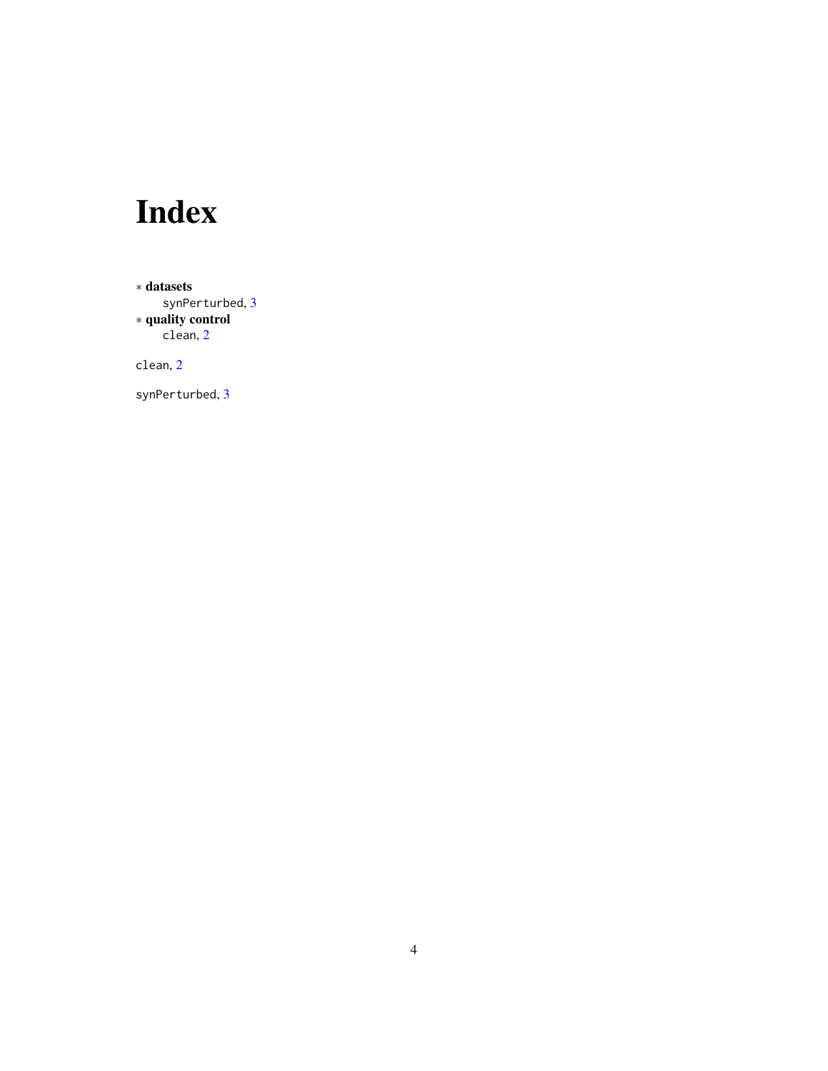# Index

∗ **datasets**
    synPerturbed, 3
∗ **quality control**
    clean, 2

clean, 2

synPerturbed, 3